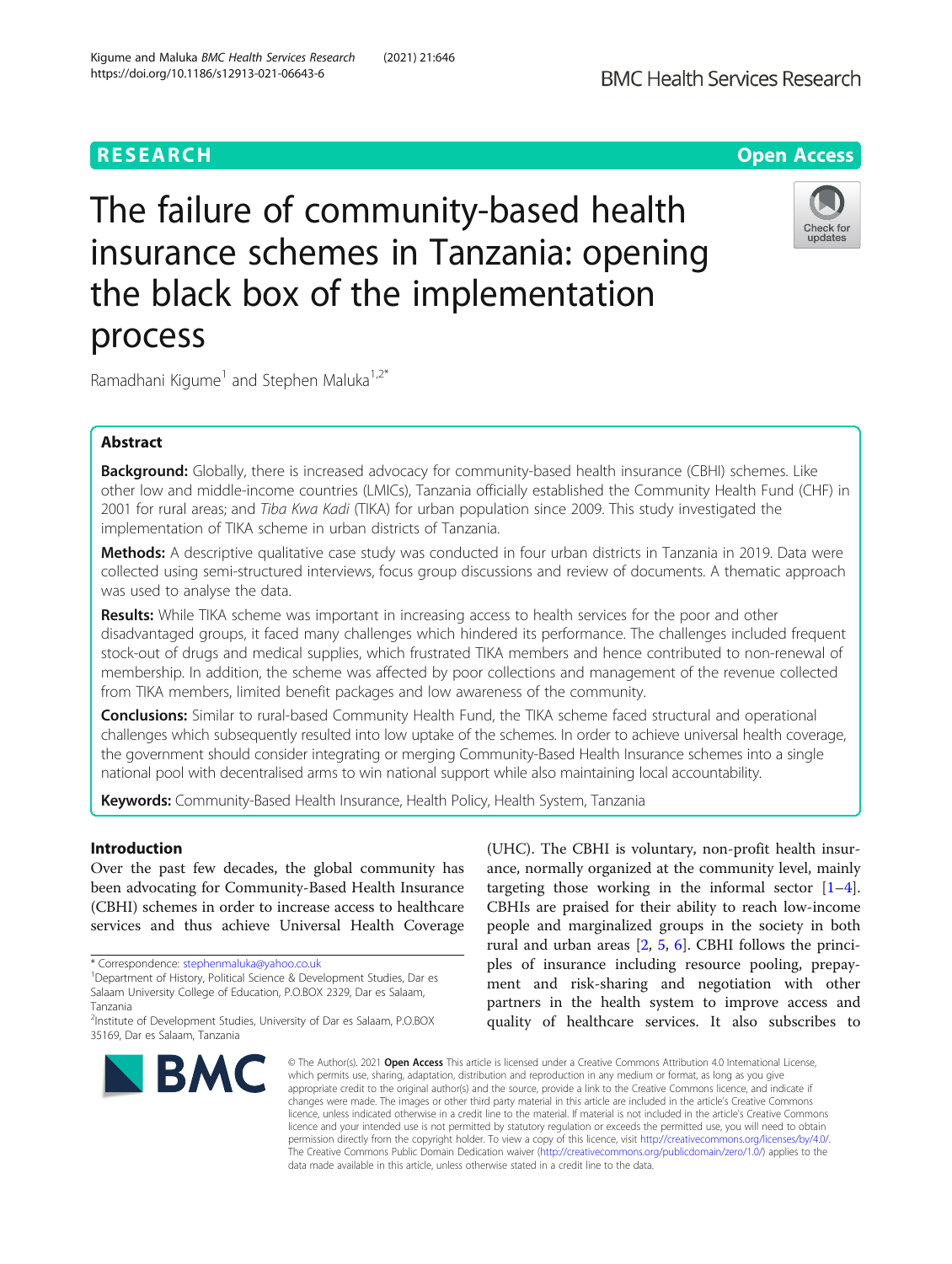RESEARCH | Open Access

# The failure of community-based health insurance schemes in Tanzania: opening the black box of the implementation process

Ramadhani Kigume[1] and Stephen Maluka[1,2*]

## Abstract

**Background:** Globally, there is increased advocacy for community-based health insurance (CBHI) schemes. Like other low and middle-income countries (LMICs), Tanzania officially established the Community Health Fund (CHF) in 2001 for rural areas; and *Tiba Kwa Kadi* (TIKA) for urban population since 2009. This study investigated the implementation of TIKA scheme in urban districts of Tanzania.

**Methods:** A descriptive qualitative case study was conducted in four urban districts in Tanzania in 2019. Data were collected using semi-structured interviews, focus group discussions and review of documents. A thematic approach was used to analyse the data.

**Results:** While TIKA scheme was important in increasing access to health services for the poor and other disadvantaged groups, it faced many challenges which hindered its performance. The challenges included frequent stock-out of drugs and medical supplies, which frustrated TIKA members and hence contributed to non-renewal of membership. In addition, the scheme was affected by poor collections and management of the revenue collected from TIKA members, limited benefit packages and low awareness of the community.

**Conclusions:** Similar to rural-based Community Health Fund, the TIKA scheme faced structural and operational challenges which subsequently resulted into low uptake of the schemes. In order to achieve universal health coverage, the government should consider integrating or merging Community-Based Health Insurance schemes into a single national pool with decentralised arms to win national support while also maintaining local accountability.

**Keywords:** Community-Based Health Insurance, Health Policy, Health System, Tanzania

## Introduction

Over the past few decades, the global community has been advocating for Community-Based Health Insurance (CBHI) schemes in order to increase access to healthcare services and thus achieve Universal Health Coverage (UHC). The CBHI is voluntary, non-profit health insurance, normally organized at the community level, mainly targeting those working in the informal sector [1–4]. CBHIs are praised for their ability to reach low-income people and marginalized groups in the society in both rural and urban areas [2, 5, 6]. CBHI follows the principles of insurance including resource pooling, prepayment and risk-sharing and negotiation with other partners in the health system to improve access and quality of healthcare services. It also subscribes to

\* Correspondence: stephenmaluka@yahoo.co.uk

[1]Department of History, Political Science & Development Studies, Dar es Salaam University College of Education, P.O.BOX 2329, Dar es Salaam, Tanzania

[2]Institute of Development Studies, University of Dar es Salaam, P.O.BOX 35169, Dar es Salaam, Tanzania

© The Author(s). 2021 **Open Access** This article is licensed under a Creative Commons Attribution 4.0 International License, which permits use, sharing, adaptation, distribution and reproduction in any medium or format, as long as you give appropriate credit to the original author(s) and the source, provide a link to the Creative Commons licence, and indicate if changes were made. The images or other third party material in this article are included in the article's Creative Commons licence, unless indicated otherwise in a credit line to the material. If material is not included in the article's Creative Commons licence and your intended use is not permitted by statutory regulation or exceeds the permitted use, you will need to obtain permission directly from the copyright holder. To view a copy of this licence, visit http://creativecommons.org/licenses/by/4.0/. The Creative Commons Public Domain Dedication waiver (http://creativecommons.org/publicdomain/zero/1.0/) applies to the data made available in this article, unless otherwise stated in a credit line to the data.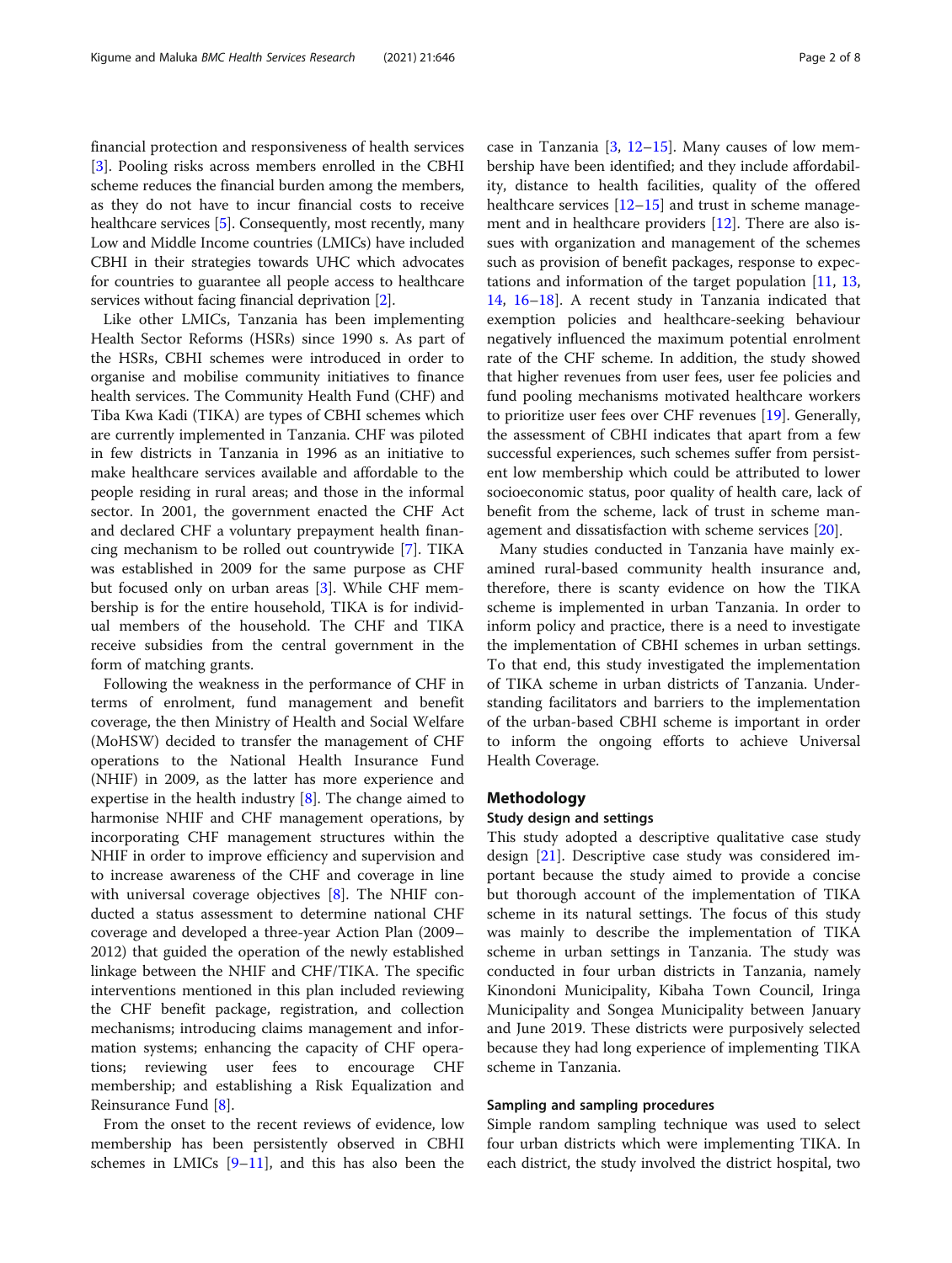financial protection and responsiveness of health services [3]. Pooling risks across members enrolled in the CBHI scheme reduces the financial burden among the members, as they do not have to incur financial costs to receive healthcare services [5]. Consequently, most recently, many Low and Middle Income countries (LMICs) have included CBHI in their strategies towards UHC which advocates for countries to guarantee all people access to healthcare services without facing financial deprivation [2].

Like other LMICs, Tanzania has been implementing Health Sector Reforms (HSRs) since 1990 s. As part of the HSRs, CBHI schemes were introduced in order to organise and mobilise community initiatives to finance health services. The Community Health Fund (CHF) and Tiba Kwa Kadi (TIKA) are types of CBHI schemes which are currently implemented in Tanzania. CHF was piloted in few districts in Tanzania in 1996 as an initiative to make healthcare services available and affordable to the people residing in rural areas; and those in the informal sector. In 2001, the government enacted the CHF Act and declared CHF a voluntary prepayment health financing mechanism to be rolled out countrywide [7]. TIKA was established in 2009 for the same purpose as CHF but focused only on urban areas [3]. While CHF membership is for the entire household, TIKA is for individual members of the household. The CHF and TIKA receive subsidies from the central government in the form of matching grants.

Following the weakness in the performance of CHF in terms of enrolment, fund management and benefit coverage, the then Ministry of Health and Social Welfare (MoHSW) decided to transfer the management of CHF operations to the National Health Insurance Fund (NHIF) in 2009, as the latter has more experience and expertise in the health industry [8]. The change aimed to harmonise NHIF and CHF management operations, by incorporating CHF management structures within the NHIF in order to improve efficiency and supervision and to increase awareness of the CHF and coverage in line with universal coverage objectives [8]. The NHIF conducted a status assessment to determine national CHF coverage and developed a three-year Action Plan (2009–2012) that guided the operation of the newly established linkage between the NHIF and CHF/TIKA. The specific interventions mentioned in this plan included reviewing the CHF benefit package, registration, and collection mechanisms; introducing claims management and information systems; enhancing the capacity of CHF operations; reviewing user fees to encourage CHF membership; and establishing a Risk Equalization and Reinsurance Fund [8].

From the onset to the recent reviews of evidence, low membership has been persistently observed in CBHI schemes in LMICs [9–11], and this has also been the case in Tanzania [3, 12–15]. Many causes of low membership have been identified; and they include affordability, distance to health facilities, quality of the offered healthcare services [12–15] and trust in scheme management and in healthcare providers [12]. There are also issues with organization and management of the schemes such as provision of benefit packages, response to expectations and information of the target population [11, 13, 14, 16–18]. A recent study in Tanzania indicated that exemption policies and healthcare-seeking behaviour negatively influenced the maximum potential enrolment rate of the CHF scheme. In addition, the study showed that higher revenues from user fees, user fee policies and fund pooling mechanisms motivated healthcare workers to prioritize user fees over CHF revenues [19]. Generally, the assessment of CBHI indicates that apart from a few successful experiences, such schemes suffer from persistent low membership which could be attributed to lower socioeconomic status, poor quality of health care, lack of benefit from the scheme, lack of trust in scheme management and dissatisfaction with scheme services [20].

Many studies conducted in Tanzania have mainly examined rural-based community health insurance and, therefore, there is scanty evidence on how the TIKA scheme is implemented in urban Tanzania. In order to inform policy and practice, there is a need to investigate the implementation of CBHI schemes in urban settings. To that end, this study investigated the implementation of TIKA scheme in urban districts of Tanzania. Understanding facilitators and barriers to the implementation of the urban-based CBHI scheme is important in order to inform the ongoing efforts to achieve Universal Health Coverage.

## Methodology

### Study design and settings

This study adopted a descriptive qualitative case study design [21]. Descriptive case study was considered important because the study aimed to provide a concise but thorough account of the implementation of TIKA scheme in its natural settings. The focus of this study was mainly to describe the implementation of TIKA scheme in urban settings in Tanzania. The study was conducted in four urban districts in Tanzania, namely Kinondoni Municipality, Kibaha Town Council, Iringa Municipality and Songea Municipality between January and June 2019. These districts were purposively selected because they had long experience of implementing TIKA scheme in Tanzania.

### Sampling and sampling procedures

Simple random sampling technique was used to select four urban districts which were implementing TIKA. In each district, the study involved the district hospital, two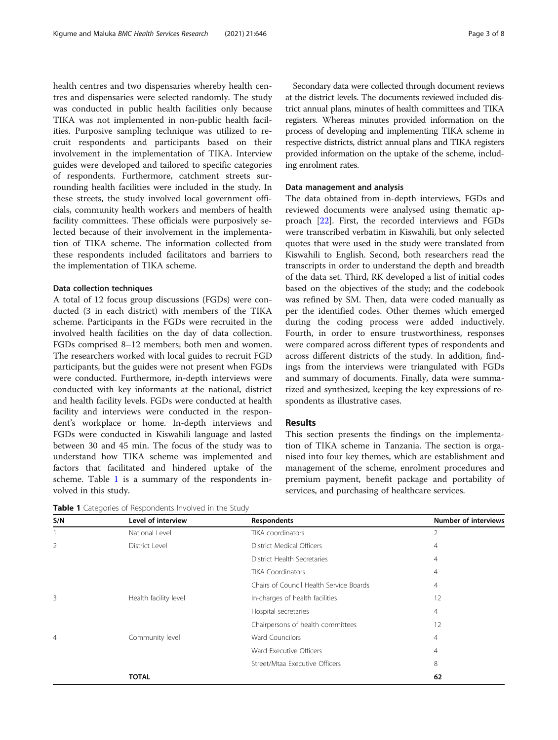health centres and two dispensaries whereby health centres and dispensaries were selected randomly. The study was conducted in public health facilities only because TIKA was not implemented in non-public health facilities. Purposive sampling technique was utilized to recruit respondents and participants based on their involvement in the implementation of TIKA. Interview guides were developed and tailored to specific categories of respondents. Furthermore, catchment streets surrounding health facilities were included in the study. In these streets, the study involved local government officials, community health workers and members of health facility committees. These officials were purposively selected because of their involvement in the implementation of TIKA scheme. The information collected from these respondents included facilitators and barriers to the implementation of TIKA scheme.

#### Data collection techniques

A total of 12 focus group discussions (FGDs) were conducted (3 in each district) with members of the TIKA scheme. Participants in the FGDs were recruited in the involved health facilities on the day of data collection. FGDs comprised 8–12 members; both men and women. The researchers worked with local guides to recruit FGD participants, but the guides were not present when FGDs were conducted. Furthermore, in-depth interviews were conducted with key informants at the national, district and health facility levels. FGDs were conducted at health facility and interviews were conducted in the respondent's workplace or home. In-depth interviews and FGDs were conducted in Kiswahili language and lasted between 30 and 45 min. The focus of the study was to understand how TIKA scheme was implemented and factors that facilitated and hindered uptake of the scheme. Table 1 is a summary of the respondents involved in this study.

Secondary data were collected through document reviews at the district levels. The documents reviewed included district annual plans, minutes of health committees and TIKA registers. Whereas minutes provided information on the process of developing and implementing TIKA scheme in respective districts, district annual plans and TIKA registers provided information on the uptake of the scheme, including enrolment rates.

#### Data management and analysis

The data obtained from in-depth interviews, FGDs and reviewed documents were analysed using thematic approach [22]. First, the recorded interviews and FGDs were transcribed verbatim in Kiswahili, but only selected quotes that were used in the study were translated from Kiswahili to English. Second, both researchers read the transcripts in order to understand the depth and breadth of the data set. Third, RK developed a list of initial codes based on the objectives of the study; and the codebook was refined by SM. Then, data were coded manually as per the identified codes. Other themes which emerged during the coding process were added inductively. Fourth, in order to ensure trustworthiness, responses were compared across different types of respondents and across different districts of the study. In addition, findings from the interviews were triangulated with FGDs and summary of documents. Finally, data were summarized and synthesized, keeping the key expressions of respondents as illustrative cases.

## Results

This section presents the findings on the implementation of TIKA scheme in Tanzania. The section is organised into four key themes, which are establishment and management of the scheme, enrolment procedures and premium payment, benefit package and portability of services, and purchasing of healthcare services.

**Table 1** Categories of Respondents Involved in the Study

| S/N | Level of interview | Respondents | Number of interviews |
|---|---|---|---|
| 1 | National Level | TIKA coordinators | 2 |
| 2 | District Level | District Medical Officers | 4 |
| | | District Health Secretaries | 4 |
| | | TIKA Coordinators | 4 |
| | | Chairs of Council Health Service Boards | 4 |
| 3 | Health facility level | In-charges of health facilities | 12 |
| | | Hospital secretaries | 4 |
| | | Chairpersons of health committees | 12 |
| 4 | Community level | Ward Councilors | 4 |
| | | Ward Executive Officers | 4 |
| | | Street/Mtaa Executive Officers | 8 |
| | **TOTAL** | | **62** |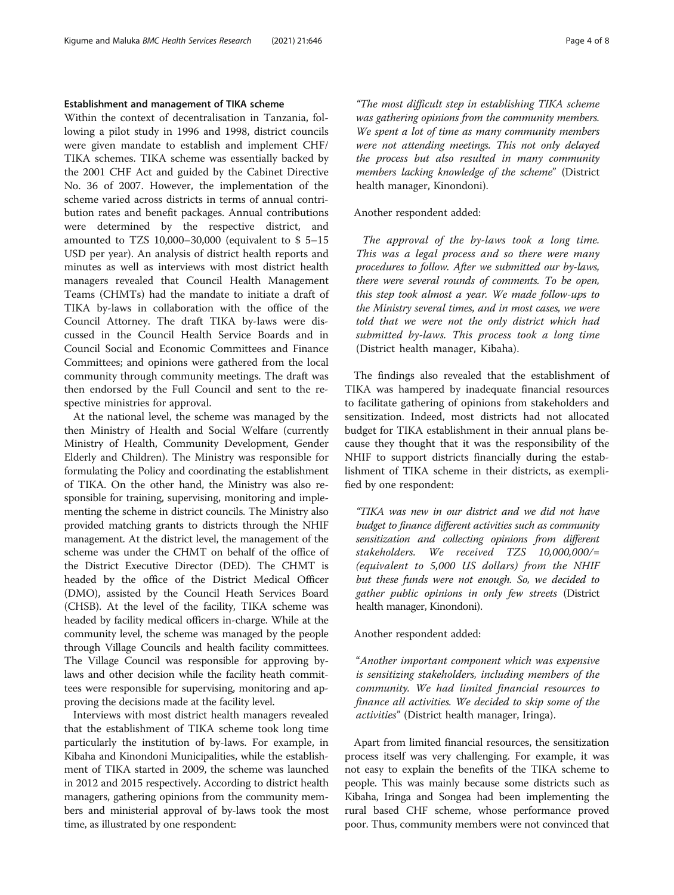### Establishment and management of TIKA scheme

Within the context of decentralisation in Tanzania, following a pilot study in 1996 and 1998, district councils were given mandate to establish and implement CHF/TIKA schemes. TIKA scheme was essentially backed by the 2001 CHF Act and guided by the Cabinet Directive No. 36 of 2007. However, the implementation of the scheme varied across districts in terms of annual contribution rates and benefit packages. Annual contributions were determined by the respective district, and amounted to TZS 10,000–30,000 (equivalent to $ 5–15 USD per year). An analysis of district health reports and minutes as well as interviews with most district health managers revealed that Council Health Management Teams (CHMTs) had the mandate to initiate a draft of TIKA by-laws in collaboration with the office of the Council Attorney. The draft TIKA by-laws were discussed in the Council Health Service Boards and in Council Social and Economic Committees and Finance Committees; and opinions were gathered from the local community through community meetings. The draft was then endorsed by the Full Council and sent to the respective ministries for approval.

At the national level, the scheme was managed by the then Ministry of Health and Social Welfare (currently Ministry of Health, Community Development, Gender Elderly and Children). The Ministry was responsible for formulating the Policy and coordinating the establishment of TIKA. On the other hand, the Ministry was also responsible for training, supervising, monitoring and implementing the scheme in district councils. The Ministry also provided matching grants to districts through the NHIF management. At the district level, the management of the scheme was under the CHMT on behalf of the office of the District Executive Director (DED). The CHMT is headed by the office of the District Medical Officer (DMO), assisted by the Council Heath Services Board (CHSB). At the level of the facility, TIKA scheme was headed by facility medical officers in-charge. While at the community level, the scheme was managed by the people through Village Councils and health facility committees. The Village Council was responsible for approving by-laws and other decision while the facility heath committees were responsible for supervising, monitoring and approving the decisions made at the facility level.

Interviews with most district health managers revealed that the establishment of TIKA scheme took long time particularly the institution of by-laws. For example, in Kibaha and Kinondoni Municipalities, while the establishment of TIKA started in 2009, the scheme was launched in 2012 and 2015 respectively. According to district health managers, gathering opinions from the community members and ministerial approval of by-laws took the most time, as illustrated by one respondent:

> *"The most difficult step in establishing TIKA scheme was gathering opinions from the community members. We spent a lot of time as many community members were not attending meetings. This not only delayed the process but also resulted in many community members lacking knowledge of the scheme"* (District health manager, Kinondoni).

Another respondent added:

> *The approval of the by-laws took a long time. This was a legal process and so there were many procedures to follow. After we submitted our by-laws, there were several rounds of comments. To be open, this step took almost a year. We made follow-ups to the Ministry several times, and in most cases, we were told that we were not the only district which had submitted by-laws. This process took a long time* (District health manager, Kibaha).

The findings also revealed that the establishment of TIKA was hampered by inadequate financial resources to facilitate gathering of opinions from stakeholders and sensitization. Indeed, most districts had not allocated budget for TIKA establishment in their annual plans because they thought that it was the responsibility of the NHIF to support districts financially during the establishment of TIKA scheme in their districts, as exemplified by one respondent:

> *"TIKA was new in our district and we did not have budget to finance different activities such as community sensitization and collecting opinions from different stakeholders. We received TZS 10,000,000/= (equivalent to 5,000 US dollars) from the NHIF but these funds were not enough. So, we decided to gather public opinions in only few streets* (District health manager, Kinondoni).

Another respondent added:

> *"Another important component which was expensive is sensitizing stakeholders, including members of the community. We had limited financial resources to finance all activities. We decided to skip some of the activities"* (District health manager, Iringa).

Apart from limited financial resources, the sensitization process itself was very challenging. For example, it was not easy to explain the benefits of the TIKA scheme to people. This was mainly because some districts such as Kibaha, Iringa and Songea had been implementing the rural based CHF scheme, whose performance proved poor. Thus, community members were not convinced that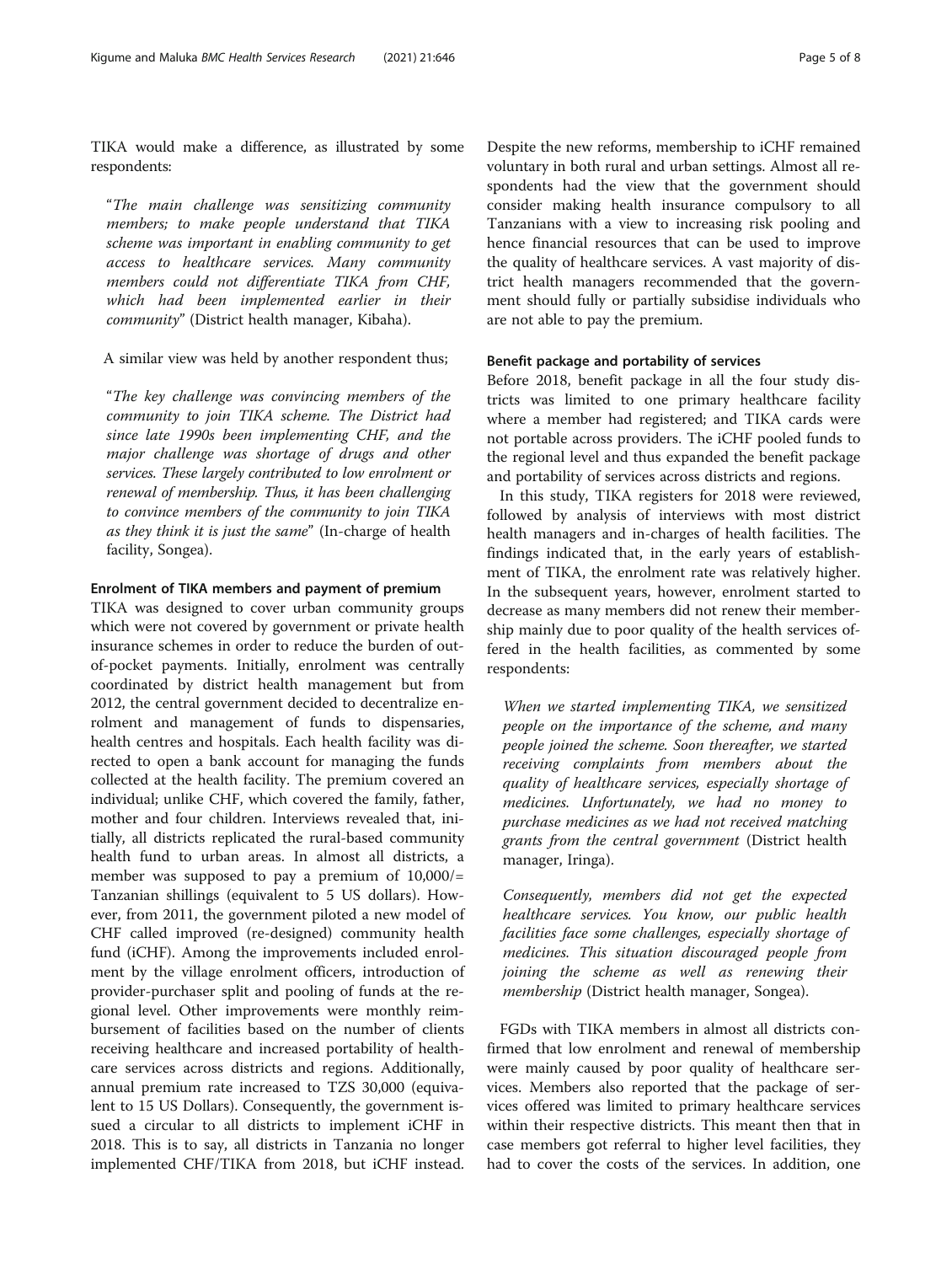TIKA would make a difference, as illustrated by some respondents:

> "*The main challenge was sensitizing community members; to make people understand that TIKA scheme was important in enabling community to get access to healthcare services. Many community members could not differentiate TIKA from CHF, which had been implemented earlier in their community*" (District health manager, Kibaha).

A similar view was held by another respondent thus;

> "*The key challenge was convincing members of the community to join TIKA scheme. The District had since late 1990s been implementing CHF, and the major challenge was shortage of drugs and other services. These largely contributed to low enrolment or renewal of membership. Thus, it has been challenging to convince members of the community to join TIKA as they think it is just the same*" (In-charge of health facility, Songea).

#### Enrolment of TIKA members and payment of premium

TIKA was designed to cover urban community groups which were not covered by government or private health insurance schemes in order to reduce the burden of out-of-pocket payments. Initially, enrolment was centrally coordinated by district health management but from 2012, the central government decided to decentralize enrolment and management of funds to dispensaries, health centres and hospitals. Each health facility was directed to open a bank account for managing the funds collected at the health facility. The premium covered an individual; unlike CHF, which covered the family, father, mother and four children. Interviews revealed that, initially, all districts replicated the rural-based community health fund to urban areas. In almost all districts, a member was supposed to pay a premium of 10,000/= Tanzanian shillings (equivalent to 5 US dollars). However, from 2011, the government piloted a new model of CHF called improved (re-designed) community health fund (iCHF). Among the improvements included enrolment by the village enrolment officers, introduction of provider-purchaser split and pooling of funds at the regional level. Other improvements were monthly reimbursement of facilities based on the number of clients receiving healthcare and increased portability of healthcare services across districts and regions. Additionally, annual premium rate increased to TZS 30,000 (equivalent to 15 US Dollars). Consequently, the government issued a circular to all districts to implement iCHF in 2018. This is to say, all districts in Tanzania no longer implemented CHF/TIKA from 2018, but iCHF instead. Despite the new reforms, membership to iCHF remained voluntary in both rural and urban settings. Almost all respondents had the view that the government should consider making health insurance compulsory to all Tanzanians with a view to increasing risk pooling and hence financial resources that can be used to improve the quality of healthcare services. A vast majority of district health managers recommended that the government should fully or partially subsidise individuals who are not able to pay the premium.

#### Benefit package and portability of services

Before 2018, benefit package in all the four study districts was limited to one primary healthcare facility where a member had registered; and TIKA cards were not portable across providers. The iCHF pooled funds to the regional level and thus expanded the benefit package and portability of services across districts and regions.

In this study, TIKA registers for 2018 were reviewed, followed by analysis of interviews with most district health managers and in-charges of health facilities. The findings indicated that, in the early years of establishment of TIKA, the enrolment rate was relatively higher. In the subsequent years, however, enrolment started to decrease as many members did not renew their membership mainly due to poor quality of the health services offered in the health facilities, as commented by some respondents:

> *When we started implementing TIKA, we sensitized people on the importance of the scheme, and many people joined the scheme. Soon thereafter, we started receiving complaints from members about the quality of healthcare services, especially shortage of medicines. Unfortunately, we had no money to purchase medicines as we had not received matching grants from the central government* (District health manager, Iringa).

> *Consequently, members did not get the expected healthcare services. You know, our public health facilities face some challenges, especially shortage of medicines. This situation discouraged people from joining the scheme as well as renewing their membership* (District health manager, Songea).

FGDs with TIKA members in almost all districts confirmed that low enrolment and renewal of membership were mainly caused by poor quality of healthcare services. Members also reported that the package of services offered was limited to primary healthcare services within their respective districts. This meant then that in case members got referral to higher level facilities, they had to cover the costs of the services. In addition, one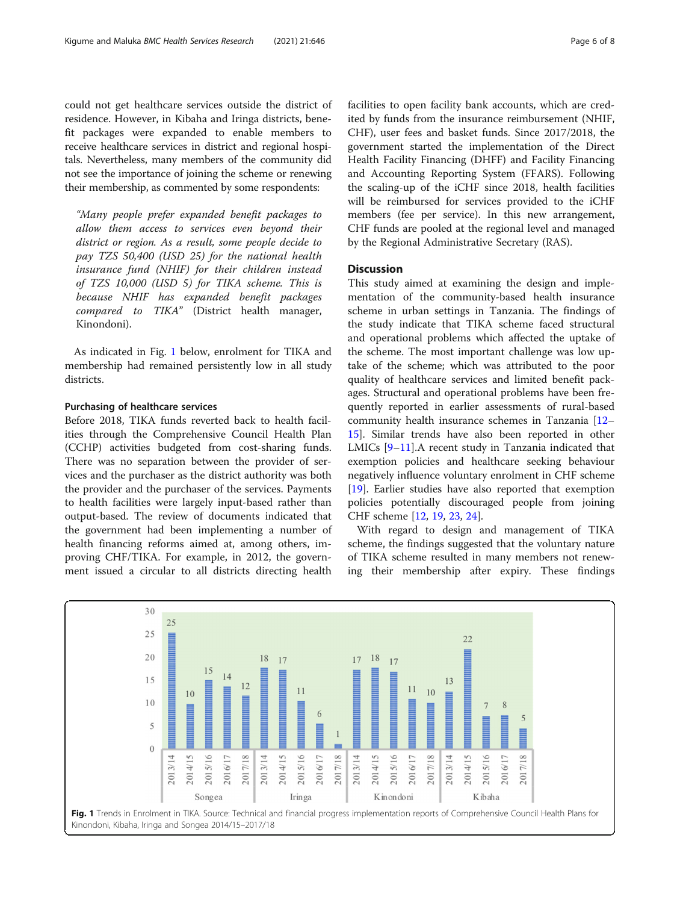could not get healthcare services outside the district of residence. However, in Kibaha and Iringa districts, benefit packages were expanded to enable members to receive healthcare services in district and regional hospitals. Nevertheless, many members of the community did not see the importance of joining the scheme or renewing their membership, as commented by some respondents:

> *"Many people prefer expanded benefit packages to allow them access to services even beyond their district or region. As a result, some people decide to pay TZS 50,400 (USD 25) for the national health insurance fund (NHIF) for their children instead of TZS 10,000 (USD 5) for TIKA scheme. This is because NHIF has expanded benefit packages compared to TIKA"* (District health manager, Kinondoni).

As indicated in Fig. 1 below, enrolment for TIKA and membership had remained persistently low in all study districts.

### Purchasing of healthcare services

Before 2018, TIKA funds reverted back to health facilities through the Comprehensive Council Health Plan (CCHP) activities budgeted from cost-sharing funds. There was no separation between the provider of services and the purchaser as the district authority was both the provider and the purchaser of the services. Payments to health facilities were largely input-based rather than output-based. The review of documents indicated that the government had been implementing a number of health financing reforms aimed at, among others, improving CHF/TIKA. For example, in 2012, the government issued a circular to all districts directing health facilities to open facility bank accounts, which are credited by funds from the insurance reimbursement (NHIF, CHF), user fees and basket funds. Since 2017/2018, the government started the implementation of the Direct Health Facility Financing (DHFF) and Facility Financing and Accounting Reporting System (FFARS). Following the scaling-up of the iCHF since 2018, health facilities will be reimbursed for services provided to the iCHF members (fee per service). In this new arrangement, CHF funds are pooled at the regional level and managed by the Regional Administrative Secretary (RAS).

## Discussion

This study aimed at examining the design and implementation of the community-based health insurance scheme in urban settings in Tanzania. The findings of the study indicate that TIKA scheme faced structural and operational problems which affected the uptake of the scheme. The most important challenge was low uptake of the scheme; which was attributed to the poor quality of healthcare services and limited benefit packages. Structural and operational problems have been frequently reported in earlier assessments of rural-based community health insurance schemes in Tanzania [12–15]. Similar trends have also been reported in other LMICs [9–11].A recent study in Tanzania indicated that exemption policies and healthcare seeking behaviour negatively influence voluntary enrolment in CHF scheme [19]. Earlier studies have also reported that exemption policies potentially discouraged people from joining CHF scheme [12, 19, 23, 24].

With regard to design and management of TIKA scheme, the findings suggested that the voluntary nature of TIKA scheme resulted in many members not renewing their membership after expiry. These findings

| District | 2013/14 | 2014/15 | 2015/16 | 2016/17 | 2017/18 |
|---|---|---|---|---|---|
| Songea | 25 | 10 | 15 | 14 | 12 |
| Iringa | 18 | 17 | 11 | 6 | 1 |
| Kinondoni | 17 | 18 | 17 | 11 | 10 |
| Kibaha | 13 | 22 | 7 | 8 | 5 |

**Fig. 1** Trends in Enrolment in TIKA. Source: Technical and financial progress implementation reports of Comprehensive Council Health Plans for Kinondoni, Kibaha, Iringa and Songea 2014/15–2017/18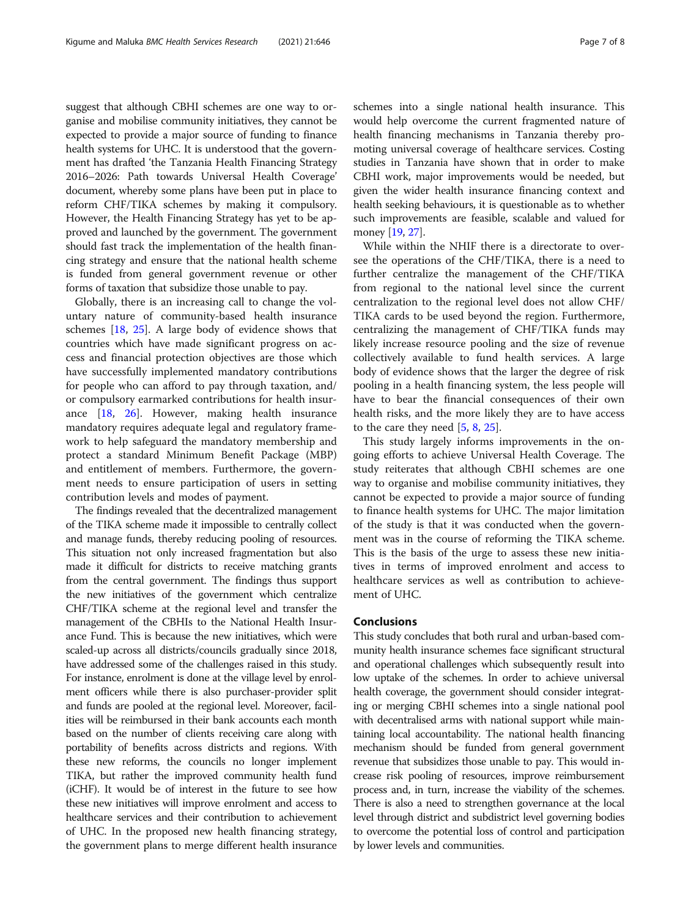suggest that although CBHI schemes are one way to organise and mobilise community initiatives, they cannot be expected to provide a major source of funding to finance health systems for UHC. It is understood that the government has drafted 'the Tanzania Health Financing Strategy 2016–2026: Path towards Universal Health Coverage' document, whereby some plans have been put in place to reform CHF/TIKA schemes by making it compulsory. However, the Health Financing Strategy has yet to be approved and launched by the government. The government should fast track the implementation of the health financing strategy and ensure that the national health scheme is funded from general government revenue or other forms of taxation that subsidize those unable to pay.

Globally, there is an increasing call to change the voluntary nature of community-based health insurance schemes [18, 25]. A large body of evidence shows that countries which have made significant progress on access and financial protection objectives are those which have successfully implemented mandatory contributions for people who can afford to pay through taxation, and/or compulsory earmarked contributions for health insurance [18, 26]. However, making health insurance mandatory requires adequate legal and regulatory framework to help safeguard the mandatory membership and protect a standard Minimum Benefit Package (MBP) and entitlement of members. Furthermore, the government needs to ensure participation of users in setting contribution levels and modes of payment.

The findings revealed that the decentralized management of the TIKA scheme made it impossible to centrally collect and manage funds, thereby reducing pooling of resources. This situation not only increased fragmentation but also made it difficult for districts to receive matching grants from the central government. The findings thus support the new initiatives of the government which centralize CHF/TIKA scheme at the regional level and transfer the management of the CBHIs to the National Health Insurance Fund. This is because the new initiatives, which were scaled-up across all districts/councils gradually since 2018, have addressed some of the challenges raised in this study. For instance, enrolment is done at the village level by enrolment officers while there is also purchaser-provider split and funds are pooled at the regional level. Moreover, facilities will be reimbursed in their bank accounts each month based on the number of clients receiving care along with portability of benefits across districts and regions. With these new reforms, the councils no longer implement TIKA, but rather the improved community health fund (iCHF). It would be of interest in the future to see how these new initiatives will improve enrolment and access to healthcare services and their contribution to achievement of UHC. In the proposed new health financing strategy, the government plans to merge different health insurance schemes into a single national health insurance. This would help overcome the current fragmented nature of health financing mechanisms in Tanzania thereby promoting universal coverage of healthcare services. Costing studies in Tanzania have shown that in order to make CBHI work, major improvements would be needed, but given the wider health insurance financing context and health seeking behaviours, it is questionable as to whether such improvements are feasible, scalable and valued for money [19, 27].

While within the NHIF there is a directorate to oversee the operations of the CHF/TIKA, there is a need to further centralize the management of the CHF/TIKA from regional to the national level since the current centralization to the regional level does not allow CHF/TIKA cards to be used beyond the region. Furthermore, centralizing the management of CHF/TIKA funds may likely increase resource pooling and the size of revenue collectively available to fund health services. A large body of evidence shows that the larger the degree of risk pooling in a health financing system, the less people will have to bear the financial consequences of their own health risks, and the more likely they are to have access to the care they need [5, 8, 25].

This study largely informs improvements in the ongoing efforts to achieve Universal Health Coverage. The study reiterates that although CBHI schemes are one way to organise and mobilise community initiatives, they cannot be expected to provide a major source of funding to finance health systems for UHC. The major limitation of the study is that it was conducted when the government was in the course of reforming the TIKA scheme. This is the basis of the urge to assess these new initiatives in terms of improved enrolment and access to healthcare services as well as contribution to achievement of UHC.

## Conclusions

This study concludes that both rural and urban-based community health insurance schemes face significant structural and operational challenges which subsequently result into low uptake of the schemes. In order to achieve universal health coverage, the government should consider integrating or merging CBHI schemes into a single national pool with decentralised arms with national support while maintaining local accountability. The national health financing mechanism should be funded from general government revenue that subsidizes those unable to pay. This would increase risk pooling of resources, improve reimbursement process and, in turn, increase the viability of the schemes. There is also a need to strengthen governance at the local level through district and subdistrict level governing bodies to overcome the potential loss of control and participation by lower levels and communities.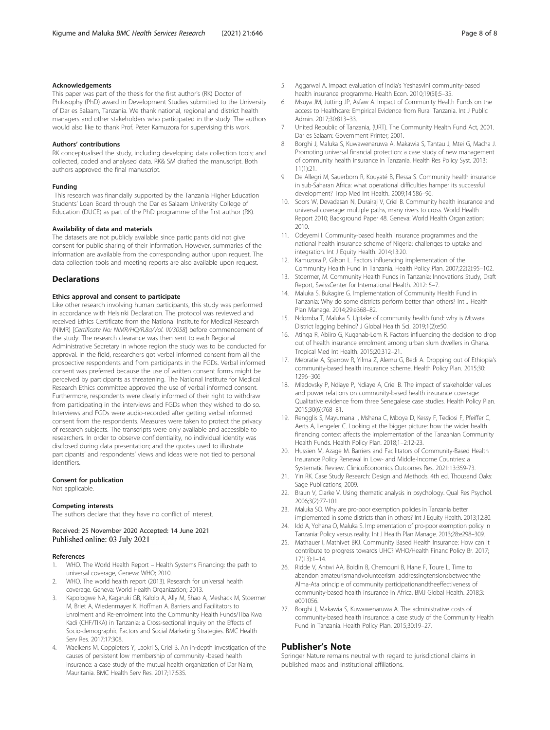#### Acknowledgements

This paper was part of the thesis for the first author's (RK) Doctor of Philosophy (PhD) award in Development Studies submitted to the University of Dar es Salaam, Tanzania. We thank national, regional and district health managers and other stakeholders who participated in the study. The authors would also like to thank Prof. Peter Kamuzora for supervising this work.

#### Authors' contributions

RK conceptualised the study, including developing data collection tools; and collected, coded and analysed data. RK& SM drafted the manuscript. Both authors approved the final manuscript.

#### Funding

This research was financially supported by the Tanzania Higher Education Students' Loan Board through the Dar es Salaam University College of Education (DUCE) as part of the PhD programme of the first author (RK).

#### Availability of data and materials

The datasets are not publicly available since participants did not give consent for public sharing of their information. However, summaries of the information are available from the corresponding author upon request. The data collection tools and meeting reports are also available upon request.

## Declarations

#### Ethics approval and consent to participate

Like other research involving human participants, this study was performed in accordance with Helsinki Declaration. The protocol was reviewed and received Ethics Certificate from the National Institute for Medical Research (NIMR) [*Certificate No: NIMR/HQ/R.8a/Vol. IX/3058*] before commencement of the study. The research clearance was then sent to each Regional Administrative Secretary in whose region the study was to be conducted for approval. In the field, researchers got verbal informed consent from all the prospective respondents and from participants in the FGDs. Verbal informed consent was preferred because the use of written consent forms might be perceived by participants as threatening. The National Institute for Medical Research Ethics committee approved the use of verbal informed consent. Furthermore, respondents were clearly informed of their right to withdraw from participating in the interviews and FGDs when they wished to do so. Interviews and FGDs were audio-recorded after getting verbal informed consent from the respondents. Measures were taken to protect the privacy of research subjects. The transcripts were only available and accessible to researchers. In order to observe confidentiality, no individual identity was disclosed during data presentation; and the quotes used to illustrate participants' and respondents' views and ideas were not tied to personal identifiers.

#### Consent for publication

Not applicable.

#### Competing interests

The authors declare that they have no conflict of interest.

Received: 25 November 2020 Accepted: 14 June 2021
Published online: 03 July 2021

#### References

1. WHO. The World Health Report – Health Systems Financing: the path to universal coverage, Geneva: WHO; 2010.
2. WHO. The world health report (2013). Research for universal health coverage. Geneva: World Health Organization; 2013.
3. Kapologwe NA, Kagaruki GB, Kalolo A, Ally M, Shao A, Meshack M, Stoermer M, Briet A, Wiedenmayer K, Hoffman A. Barriers and Facilitators to Enrolment and Re-enrolment into the Community Health Funds/Tiba Kwa Kadi (CHF/TIKA) in Tanzania: a Cross-sectional Inquiry on the Effects of Socio-demographic Factors and Social Marketing Strategies. BMC Health Serv Res. 2017;17:308.
4. Waelkens M, Coppieters Y, Laokri S, Criel B. An in-depth investigation of the causes of persistent low membership of community -based health insurance: a case study of the mutual health organization of Dar Naim, Mauritania. BMC Health Serv Res. 2017;17:535.
5. Aggarwal A. Impact evaluation of India's Yeshasvini community-based health insurance programme. Health Econ. 2010;19(SI):5–35.
6. Msuya JM, Jutting JP, Asfaw A. Impact of Community Health Funds on the access to Healthcare: Empirical Evidence from Rural Tanzania. Int J Public Admin. 2017;30:813–33.
7. United Republic of Tanzania, (URT). The Community Health Fund Act, 2001. Dar es Salaam: Government Printer; 2001.
8. Borghi J, Maluka S, Kuwawenaruwa A, Makawia S, Tantau J, Mtei G, Macha J. Promoting universal financial protection: a case study of new management of community health insurance in Tanzania. Health Res Policy Syst. 2013; 11(1):21.
9. De Allegri M, Sauerborn R, Kouyaté B, Flessa S. Community health insurance in sub-Saharan Africa: what operational difficulties hamper its successful development? Trop Med Int Health. 2009;14:586–96.
10. Soors W, Devadasan N, Durairaj V, Criel B. Community health insurance and universal coverage: multiple paths, many rivers to cross. World Health Report 2010; Background Paper 48. Geneva: World Health Organization; 2010.
11. Odeyemi I. Community-based health insurance programmes and the national health insurance scheme of Nigeria: challenges to uptake and integration. Int J Equity Health. 2014;13:20.
12. Kamuzora P, Gilson L. Factors influencing implementation of the Community Health Fund in Tanzania. Health Policy Plan. 2007;22(2):95–102.
13. Stoermer, M. Community Health Funds in Tanzania: Innovations Study, Draft Report, SwissCenter for International Health. 2012: 5–7.
14. Maluka S, Bukagire G. Implementation of Community Health Fund in Tanzania: Why do some districts perform better than others? Int J Health Plan Manage. 2014;29:e368–82.
15. Ndomba T, Maluka S. Uptake of community health fund: why is Mtwara District lagging behind? J Global Health Sci. 2019;1(2):e50.
16. Atinga R, Abiiro G, Kuganab-Lem R. Factors influencing the decision to drop out of health insurance enrolment among urban slum dwellers in Ghana. Tropical Med Int Health. 2015;20:312–21.
17. Mebratie A, Sparrow R, Yilma Z, Alemu G, Bedi A. Dropping out of Ethiopia's community-based health insurance scheme. Health Policy Plan. 2015;30: 1296–306.
18. Mladovsky P, Ndiaye P, Ndiaye A, Criel B. The impact of stakeholder values and power relations on community-based health insurance coverage: Qualitative evidence from three Senegalese case studies. Health Policy Plan. 2015;30(6):768–81.
19. Rengglis S, Mayumana I, Mshana C, Mboya D, Kessy F, Tediosi F, Pfeiffer C, Aerts A, Lengeler C. Looking at the bigger picture: how the wider health financing context affects the implementation of the Tanzanian Community Health Funds. Health Policy Plan. 2018;1–2:12-23.
20. Hussien M, Azage M. Barriers and Facilitators of Community-Based Health Insurance Policy Renewal in Low- and Middle-Income Countries: a Systematic Review. ClinicoEconomics Outcomes Res. 2021:13:359-73.
21. Yin RK. Case Study Research: Design and Methods. 4th ed. Thousand Oaks: Sage Publications; 2009.
22. Braun V, Clarke V. Using thematic analysis in psychology. Qual Res Psychol. 2006;3(2):77-101.
23. Maluka SO. Why are pro-poor exemption policies in Tanzania better implemented in some districts than in others? Int J Equity Health. 2013;12:80.
24. Idd A, Yohana O, Maluka S. Implementation of pro-poor exemption policy in Tanzania: Policy versus reality. Int J Health Plan Manage. 2013;28:e298–309.
25. Mathauer I, Mathivet BKJ. Community Based Health Insurance: How can it contribute to progress towards UHC? WHO/Health Financ Policy Br. 2017; 17(13):1–14.
26. Ridde V, Antwi AA, Boidin B, Chemouni B, Hane F, Toure L. Time to abandon amateurismandvolunteerism: addressingtensionsbetweenthe Alma-Ata principle of community participationandtheeffectiveness of community-based health insurance in Africa. BMJ Global Health. 2018;3: e001056.
27. Borghi J, Makawia S, Kuwawenaruwa A. The administrative costs of community-based health insurance: a case study of the Community Health Fund in Tanzania. Health Policy Plan. 2015;30:19–27.

## Publisher's Note

Springer Nature remains neutral with regard to jurisdictional claims in published maps and institutional affiliations.